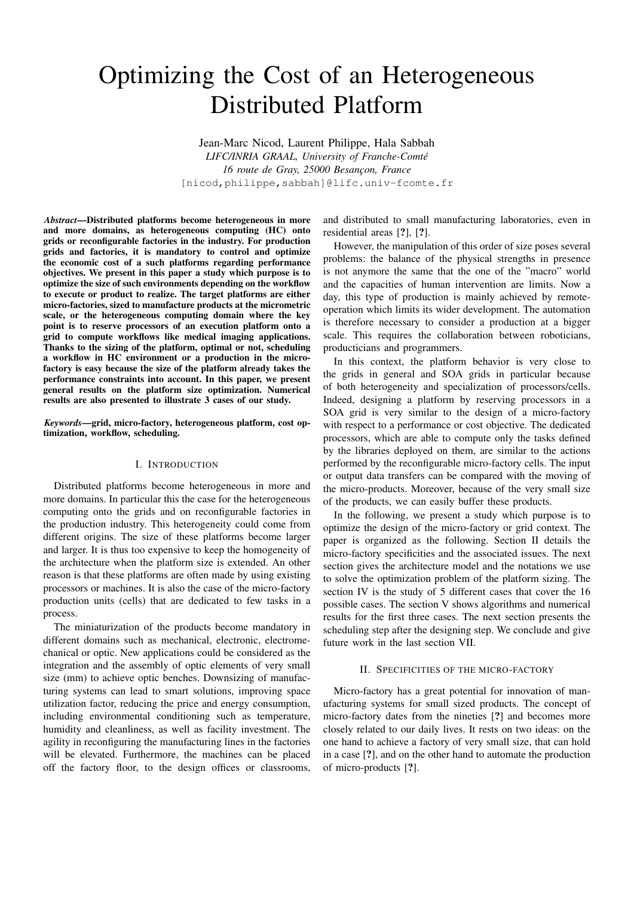# Optimizing the Cost of an Heterogeneous Distributed Platform

Jean-Marc Nicod, Laurent Philippe, Hala Sabbah
*LIFC/INRIA GRAAL, University of Franche-Comté*
*16 route de Gray, 25000 Besançon, France*
[nicod,philippe,sabbah]@lifc.univ-fcomte.fr

***Abstract*—Distributed platforms become heterogeneous in more and more domains, as heterogeneous computing (HC) onto grids or reconfigurable factories in the industry. For production grids and factories, it is mandatory to control and optimize the economic cost of a such platforms regarding performance objectives. We present in this paper a study which purpose is to optimize the size of such environments depending on the workflow to execute or product to realize. The target platforms are either micro-factories, sized to manufacture products at the micrometric scale, or the heterogeneous computing domain where the key point is to reserve processors of an execution platform onto a grid to compute workflows like medical imaging applications. Thanks to the sizing of the platform, optimal or not, scheduling a workflow in HC environment or a production in the micro-factory is easy because the size of the platform already takes the performance constraints into account. In this paper, we present general results on the platform size optimization. Numerical results are also presented to illustrate 3 cases of our study.**

***Keywords*—grid, micro-factory, heterogeneous platform, cost optimization, workflow, scheduling.**

## I. Introduction

Distributed platforms become heterogeneous in more and more domains. In particular this the case for the heterogeneous computing onto the grids and on reconfigurable factories in the production industry. This heterogeneity could come from different origins. The size of these platforms become larger and larger. It is thus too expensive to keep the homogeneity of the architecture when the platform size is extended. An other reason is that these platforms are often made by using existing processors or machines. It is also the case of the micro-factory production units (cells) that are dedicated to few tasks in a process.

The miniaturization of the products become mandatory in different domains such as mechanical, electronic, electromechanical or optic. New applications could be considered as the integration and the assembly of optic elements of very small size (mm) to achieve optic benches. Downsizing of manufacturing systems can lead to smart solutions, improving space utilization factor, reducing the price and energy consumption, including environmental conditioning such as temperature, humidity and cleanliness, as well as facility investment. The agility in reconfiguring the manufacturing lines in the factories will be elevated. Furthermore, the machines can be placed off the factory floor, to the design offices or classrooms, and distributed to small manufacturing laboratories, even in residential areas [?], [?].

However, the manipulation of this order of size poses several problems: the balance of the physical strengths in presence is not anymore the same that the one of the "macro" world and the capacities of human intervention are limits. Now a day, this type of production is mainly achieved by remote-operation which limits its wider development. The automation is therefore necessary to consider a production at a bigger scale. This requires the collaboration between roboticians, producticians and programmers.

In this context, the platform behavior is very close to the grids in general and SOA grids in particular because of both heterogeneity and specialization of processors/cells. Indeed, designing a platform by reserving processors in a SOA grid is very similar to the design of a micro-factory with respect to a performance or cost objective. The dedicated processors, which are able to compute only the tasks defined by the libraries deployed on them, are similar to the actions performed by the reconfigurable micro-factory cells. The input or output data transfers can be compared with the moving of the micro-products. Moreover, because of the very small size of the products, we can easily buffer these products.

In the following, we present a study which purpose is to optimize the design of the micro-factory or grid context. The paper is organized as the following. Section II details the micro-factory specificities and the associated issues. The next section gives the architecture model and the notations we use to solve the optimization problem of the platform sizing. The section IV is the study of 5 different cases that cover the 16 possible cases. The section V shows algorithms and numerical results for the first three cases. The next section presents the scheduling step after the designing step. We conclude and give future work in the last section VII.

## II. Specificities of the micro-factory

Micro-factory has a great potential for innovation of manufacturing systems for small sized products. The concept of micro-factory dates from the nineties [?] and becomes more closely related to our daily lives. It rests on two ideas: on the one hand to achieve a factory of very small size, that can hold in a case [?], and on the other hand to automate the production of micro-products [?].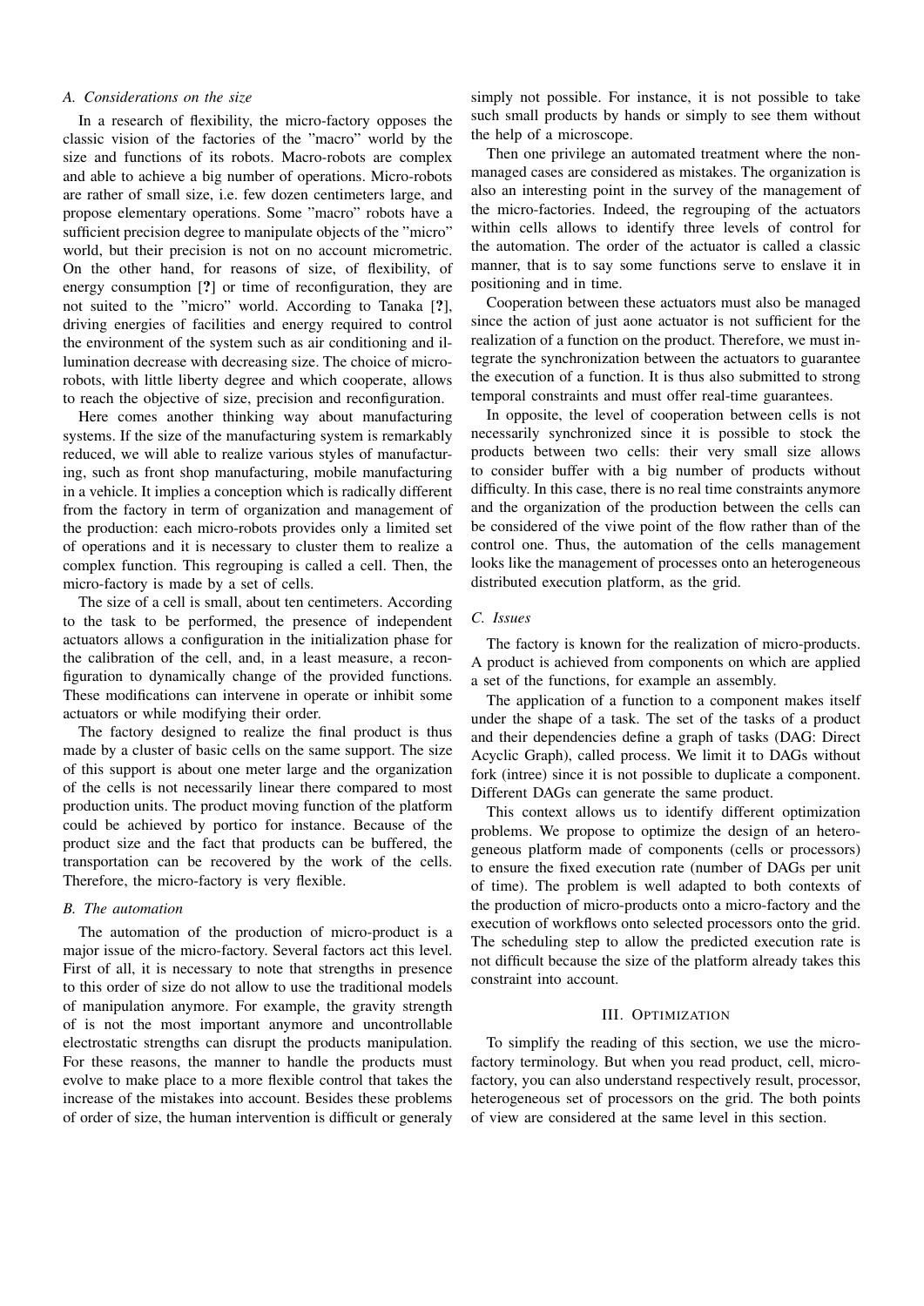### A. Considerations on the size

In a research of flexibility, the micro-factory opposes the classic vision of the factories of the "macro" world by the size and functions of its robots. Macro-robots are complex and able to achieve a big number of operations. Micro-robots are rather of small size, i.e. few dozen centimeters large, and propose elementary operations. Some "macro" robots have a sufficient precision degree to manipulate objects of the "micro" world, but their precision is not on no account micrometric. On the other hand, for reasons of size, of flexibility, of energy consumption [**?**] or time of reconfiguration, they are not suited to the "micro" world. According to Tanaka [**?**], driving energies of facilities and energy required to control the environment of the system such as air conditioning and illumination decrease with decreasing size. The choice of micro-robots, with little liberty degree and which cooperate, allows to reach the objective of size, precision and reconfiguration.

Here comes another thinking way about manufacturing systems. If the size of the manufacturing system is remarkably reduced, we will able to realize various styles of manufacturing, such as front shop manufacturing, mobile manufacturing in a vehicle. It implies a conception which is radically different from the factory in term of organization and management of the production: each micro-robots provides only a limited set of operations and it is necessary to cluster them to realize a complex function. This regrouping is called a cell. Then, the micro-factory is made by a set of cells.

The size of a cell is small, about ten centimeters. According to the task to be performed, the presence of independent actuators allows a configuration in the initialization phase for the calibration of the cell, and, in a least measure, a reconfiguration to dynamically change of the provided functions. These modifications can intervene in operate or inhibit some actuators or while modifying their order.

The factory designed to realize the final product is thus made by a cluster of basic cells on the same support. The size of this support is about one meter large and the organization of the cells is not necessarily linear there compared to most production units. The product moving function of the platform could be achieved by portico for instance. Because of the product size and the fact that products can be buffered, the transportation can be recovered by the work of the cells. Therefore, the micro-factory is very flexible.

### B. The automation

The automation of the production of micro-product is a major issue of the micro-factory. Several factors act this level. First of all, it is necessary to note that strengths in presence to this order of size do not allow to use the traditional models of manipulation anymore. For example, the gravity strength of is not the most important anymore and uncontrollable electrostatic strengths can disrupt the products manipulation. For these reasons, the manner to handle the products must evolve to make place to a more flexible control that takes the increase of the mistakes into account. Besides these problems of order of size, the human intervention is difficult or generaly simply not possible. For instance, it is not possible to take such small products by hands or simply to see them without the help of a microscope.

Then one privilege an automated treatment where the non-managed cases are considered as mistakes. The organization is also an interesting point in the survey of the management of the micro-factories. Indeed, the regrouping of the actuators within cells allows to identify three levels of control for the automation. The order of the actuator is called a classic manner, that is to say some functions serve to enslave it in positioning and in time.

Cooperation between these actuators must also be managed since the action of just aone actuator is not sufficient for the realization of a function on the product. Therefore, we must integrate the synchronization between the actuators to guarantee the execution of a function. It is thus also submitted to strong temporal constraints and must offer real-time guarantees.

In opposite, the level of cooperation between cells is not necessarily synchronized since it is possible to stock the products between two cells: their very small size allows to consider buffer with a big number of products without difficulty. In this case, there is no real time constraints anymore and the organization of the production between the cells can be considered of the viwe point of the flow rather than of the control one. Thus, the automation of the cells management looks like the management of processes onto an heterogeneous distributed execution platform, as the grid.

### C. Issues

The factory is known for the realization of micro-products. A product is achieved from components on which are applied a set of the functions, for example an assembly.

The application of a function to a component makes itself under the shape of a task. The set of the tasks of a product and their dependencies define a graph of tasks (DAG: Direct Acyclic Graph), called process. We limit it to DAGs without fork (intree) since it is not possible to duplicate a component. Different DAGs can generate the same product.

This context allows us to identify different optimization problems. We propose to optimize the design of an heterogeneous platform made of components (cells or processors) to ensure the fixed execution rate (number of DAGs per unit of time). The problem is well adapted to both contexts of the production of micro-products onto a micro-factory and the execution of workflows onto selected processors onto the grid. The scheduling step to allow the predicted execution rate is not difficult because the size of the platform already takes this constraint into account.

## III. Optimization

To simplify the reading of this section, we use the micro-factory terminology. But when you read product, cell, micro-factory, you can also understand respectively result, processor, heterogeneous set of processors on the grid. The both points of view are considered at the same level in this section.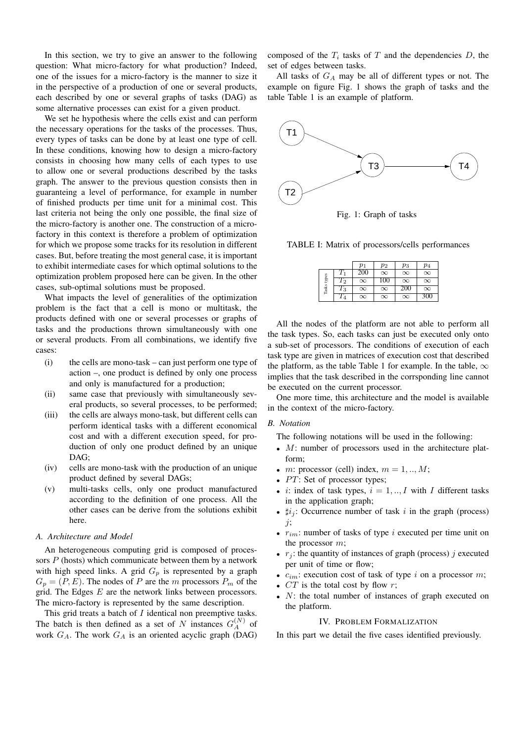In this section, we try to give an answer to the following question: What micro-factory for what production? Indeed, one of the issues for a micro-factory is the manner to size it in the perspective of a production of one or several products, each described by one or several graphs of tasks (DAG) as some alternative processes can exist for a given product.

We set he hypothesis where the cells exist and can perform the necessary operations for the tasks of the processes. Thus, every types of tasks can be done by at least one type of cell. In these conditions, knowing how to design a micro-factory consists in choosing how many cells of each types to use to allow one or several productions described by the tasks graph. The answer to the previous question consists then in guaranteing a level of performance, for example in number of finished products per time unit for a minimal cost. This last criteria not being the only one possible, the final size of the micro-factory is another one. The construction of a micro-factory in this context is therefore a problem of optimization for which we propose some tracks for its resolution in different cases. But, before treating the most general case, it is important to exhibit intermediate cases for which optimal solutions to the optimization problem proposed here can be given. In the other cases, sub-optimal solutions must be proposed.

What impacts the level of generalities of the optimization problem is the fact that a cell is mono or multitask, the products defined with one or several processes or graphs of tasks and the productions thrown simultaneously with one or several products. From all combinations, we identify five cases:

(i) the cells are mono-task – can just perform one type of action –, one product is defined by only one process and only is manufactured for a production;

(ii) same case that previously with simultaneously several products, so several processes, to be performed;

(iii) the cells are always mono-task, but different cells can perform identical tasks with a different economical cost and with a different execution speed, for production of only one product defined by an unique DAG;

(iv) cells are mono-task with the production of an unique product defined by several DAGs;

(v) multi-tasks cells, only one product manufactured according to the definition of one process. All the other cases can be derive from the solutions exhibit here.

### A. Architecture and Model

An heterogeneous computing grid is composed of processors $P$ (hosts) which communicate between them by a network with high speed links. A grid $G_p$ is represented by a graph $G_p = (P, E)$. The nodes of $P$ are the $m$ processors $P_m$ of the grid. The Edges $E$ are the network links between processors. The micro-factory is represented by the same description.

This grid treats a batch of $I$ identical non preemptive tasks. The batch is then defined as a set of $N$ instances $G_A^{(N)}$ of work $G_A$. The work $G_A$ is an oriented acyclic graph (DAG) composed of the $T_i$ tasks of $T$ and the dependencies $D$, the set of edges between tasks.

All tasks of $G_A$ may be all of different types or not. The example on figure Fig. 1 shows the graph of tasks and the table Table 1 is an example of platform.

T1
T2
T3
T4

Fig. 1: Graph of tasks

TABLE I: Matrix of processors/cells performances

| | | $p_1$ | $p_2$ | $p_3$ | $p_4$ |
|---|---|---|---|---|---|
| Tasks types | $T_1$ | 200 | $\infty$ | $\infty$ | $\infty$ |
| | $T_2$ | $\infty$ | 100 | $\infty$ | $\infty$ |
| | $T_3$ | $\infty$ | $\infty$ | 200 | $\infty$ |
| | $T_4$ | $\infty$ | $\infty$ | $\infty$ | 300 |

All the nodes of the platform are not able to perform all the task types. So, each tasks can just be executed only onto a sub-set of processors. The conditions of execution of each task type are given in matrices of execution cost that described the platform, as the table Table 1 for example. In the table, $\infty$ implies that the task described in the corrsponding line cannot be executed on the current processor.

One more time, this architecture and the model is available in the context of the micro-factory.

### B. Notation

The following notations will be used in the following:

- $M$: number of processors used in the architecture platform;
- $m$: processor (cell) index, $m = 1, .., M$;
- $PT$: Set of processor types;
- $i$: index of task types, $i = 1, .., I$ with $I$ different tasks in the application graph;
- $\sharp i_j$: Occurrence number of task $i$ in the graph (process) $j$;
- $r_{im}$: number of tasks of type $i$ executed per time unit on the processor $m$;
- $r_j$: the quantity of instances of graph (process) $j$ executed per unit of time or flow;
- $c_{im}$: execution cost of task of type $i$ on a processor $m$;
- $CT$ is the total cost by flow $r$;
- $N$: the total number of instances of graph executed on the platform.

## IV. Problem Formalization

In this part we detail the five cases identified previously.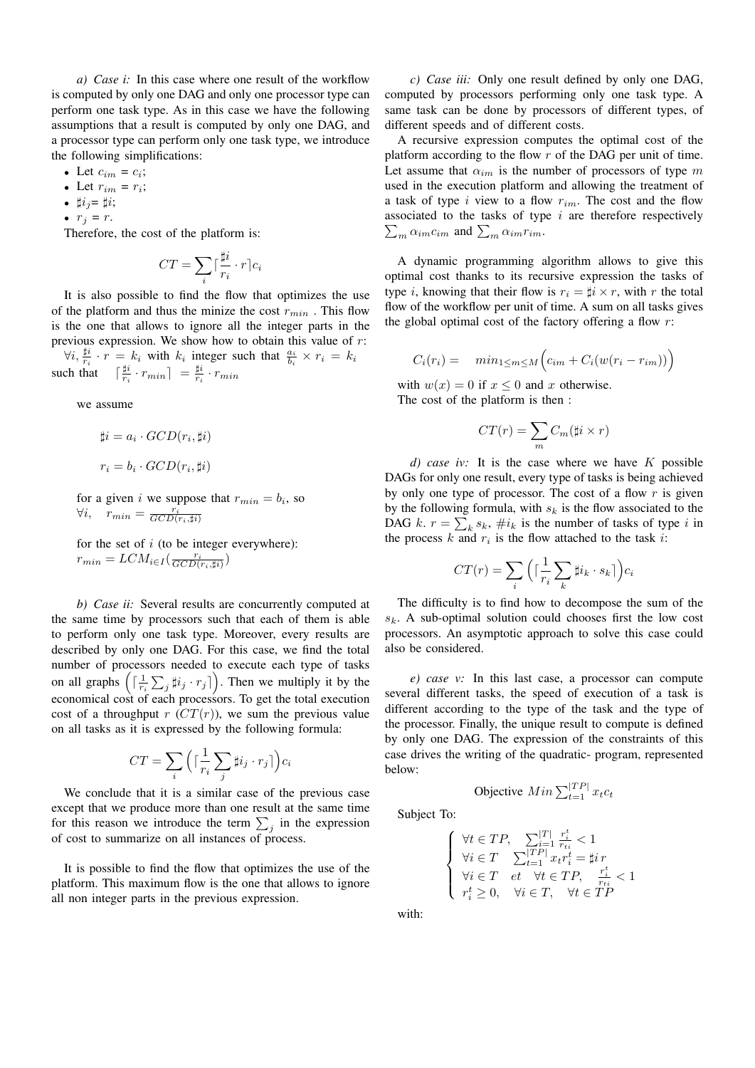*a) Case i:* In this case where one result of the workflow is computed by only one DAG and only one processor type can perform one task type. As in this case we have the following assumptions that a result is computed by only one DAG, and a processor type can perform only one task type, we introduce the following simplifications:

- Let $c_{im}$ = $c_i$;
- Let $r_{im}$ = $r_i$;
- $\sharp i_j$= $\sharp i$;
- $r_j$ = $r$.

Therefore, the cost of the platform is:

$$CT = \sum_i \lceil \frac{\sharp i}{r_i} \cdot r \rceil c_i$$

It is also possible to find the flow that optimizes the use of the platform and thus the minize the cost $r_{min}$ . This flow is the one that allows to ignore all the integer parts in the previous expression. We show how to obtain this value of $r$:

$\forall i, \frac{\sharp i}{r_i} \cdot r = k_i$ with $k_i$ integer such that $\frac{a_i}{b_i} \times r_i = k_i$ such that $\lceil \frac{\sharp i}{r_i} \cdot r_{min} \rceil = \frac{\sharp i}{r_i} \cdot r_{min}$

we assume

$$\sharp i = a_i \cdot GCD(r_i, \sharp i)$$

$$r_i = b_i \cdot GCD(r_i, \sharp i)$$

for a given $i$ we suppose that $r_{min} = b_i$, so $\forall i, \quad r_{min} = \frac{r_i}{GCD(r_i, \sharp i)}$

for the set of $i$ (to be integer everywhere): $r_{min} = LCM_{i \in I}(\frac{r_i}{GCD(r_i, \sharp i)})$

*b) Case ii:* Several results are concurrently computed at the same time by processors such that each of them is able to perform only one task type. Moreover, every results are described by only one DAG. For this case, we find the total number of processors needed to execute each type of tasks on all graphs $\left(\lceil \frac{1}{r_i} \sum_j \sharp i_j \cdot r_j \rceil\right)$. Then we multiply it by the economical cost of each processors. To get the total execution cost of a throughput $r$ ($CT(r)$), we sum the previous value on all tasks as it is expressed by the following formula:

$$CT = \sum_i \left(\lceil \frac{1}{r_i} \sum_j \sharp i_j \cdot r_j \rceil\right) c_i$$

We conclude that it is a similar case of the previous case except that we produce more than one result at the same time for this reason we introduce the term $\sum_j$ in the expression of cost to summarize on all instances of process.

It is possible to find the flow that optimizes the use of the platform. This maximum flow is the one that allows to ignore all non integer parts in the previous expression.

*c) Case iii:* Only one result defined by only one DAG, computed by processors performing only one task type. A same task can be done by processors of different types, of different speeds and of different costs.

A recursive expression computes the optimal cost of the platform according to the flow $r$ of the DAG per unit of time. Let assume that $\alpha_{im}$ is the number of processors of type $m$ used in the execution platform and allowing the treatment of a task of type $i$ view to a flow $r_{im}$. The cost and the flow associated to the tasks of type $i$ are therefore respectively $\sum_m \alpha_{im} c_{im}$ and $\sum_m \alpha_{im} r_{im}$.

A dynamic programming algorithm allows to give this optimal cost thanks to its recursive expression the tasks of type $i$, knowing that their flow is $r_i = \sharp i \times r$, with $r$ the total flow of the workflow per unit of time. A sum on all tasks gives the global optimal cost of the factory offering a flow $r$:

$$C_i(r_i) = \quad min_{1 \leq m \leq M}\Big(c_{im} + C_i(w(r_i - r_{im}))\Big)$$

with $w(x) = 0$ if $x \leq 0$ and $x$ otherwise.
The cost of the platform is then :

$$CT(r) = \sum_m C_m(\sharp i \times r)$$

*d) case iv:* It is the case where we have $K$ possible DAGs for only one result, every type of tasks is being achieved by only one type of processor. The cost of a flow $r$ is given by the following formula, with $s_k$ is the flow associated to the DAG $k$. $r = \sum_k s_k$, $\#i_k$ is the number of tasks of type $i$ in the process $k$ and $r_i$ is the flow attached to the task $i$:

$$CT(r) = \sum_i \Big(\lceil \frac{1}{r_i} \sum_k \sharp i_k \cdot s_k \rceil\Big) c_i$$

The difficulty is to find how to decompose the sum of the $s_k$. A sub-optimal solution could chooses first the low cost processors. An asymptotic approach to solve this case could also be considered.

*e) case v:* In this last case, a processor can compute several different tasks, the speed of execution of a task is different according to the type of the task and the type of the processor. Finally, the unique result to compute is defined by only one DAG. The expression of the constraints of this case drives the writing of the quadratic- program, represented below:

$$\text{Objective } Min \sum_{t=1}^{|TP|} x_t c_t$$

Subject To:

$$\begin{cases} \forall t \in TP, \quad \sum_{i=1}^{|T|} \frac{r_i^t}{r_{ti}} < 1 \\ \forall i \in T \quad \sum_{t=1}^{|TP|} x_t r_i^t = \sharp i \, r \\ \forall i \in T \quad et \quad \forall t \in TP, \quad \frac{r_i^t}{r_{ti}} < 1 \\ r_i^t \geq 0, \quad \forall i \in T, \quad \forall t \in TP \end{cases}$$

with: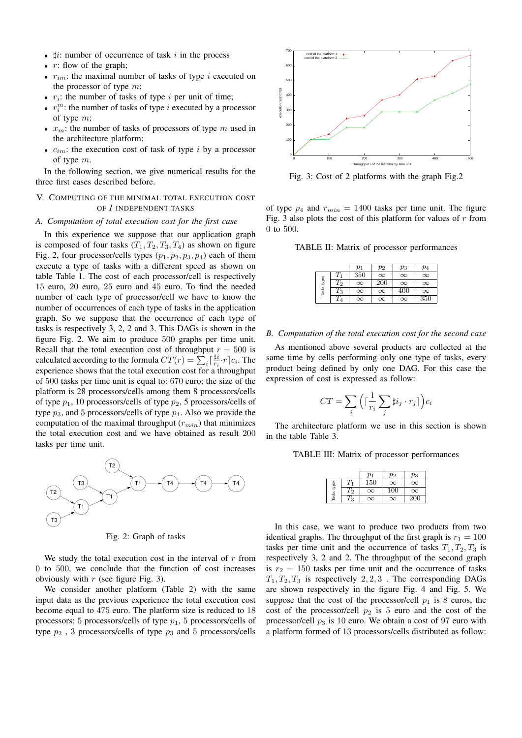- $\sharp i$: number of occurrence of task $i$ in the process
- $r$: flow of the graph;
- $r_{im}$: the maximal number of tasks of type $i$ executed on the processor of type $m$;
- $r_i$: the number of tasks of type $i$ per unit of time;
- $r_i^m$: the number of tasks of type $i$ executed by a processor of type $m$;
- $x_m$: the number of tasks of processors of type $m$ used in the architecture platform;
- $c_{im}$: the execution cost of task of type $i$ by a processor of type $m$.

In the following section, we give numerical results for the three first cases described before.

## V. Computing of the minimal total execution cost of $I$ independent tasks

### A. Computation of total execution cost for the first case

In this experience we suppose that our application graph is composed of four tasks $(T_1, T_2, T_3, T_4)$ as shown on figure Fig. 2, four processor/cells types $(p_1, p_2, p_3, p_4)$ each of them execute a type of tasks with a different speed as shown on table Table 1. The cost of each processor/cell is respectively 15 euro, 20 euro, 25 euro and 45 euro. To find the needed number of each type of processor/cell we have to know the number of occurrences of each type of tasks in the application graph. So we suppose that the occurrence of each type of tasks is respectively 3, 2, 2 and 3. This DAGs is shown in the figure Fig. 2. We aim to produce 500 graphs per time unit. Recall that the total execution cost of throughput $r = 500$ is calculated according to the formula $CT(r) = \sum_i \lceil \frac{\sharp i}{r_i} \cdot r \rceil c_i$. The experience shows that the total execution cost for a throughput of 500 tasks per time unit is equal to: 670 euro; the size of the platform is 28 processors/cells among them 8 processors/cells of type $p_1$, 10 processors/cells of type $p_2$, 5 processors/cells of type $p_3$, and 5 processors/cells of type $p_4$. Also we provide the computation of the maximal throughput ($r_{min}$) that minimizes the total execution cost and we have obtained as result 200 tasks per time unit.

T2
T3
T2
T1
T1
T1
T4
T4
T4
T3

Fig. 2: Graph of tasks

We study the total execution cost in the interval of $r$ from 0 to 500, we conclude that the function of cost increases obviously with $r$ (see figure Fig. 3).

We consider another platform (Table 2) with the same input data as the previous experience the total execution cost become equal to 475 euro. The platform size is reduced to 18 processors: 5 processors/cells of type $p_1$, 5 processors/cells of type $p_2$ , 3 processors/cells of type $p_3$ and 5 processors/cells of type $p_4$ and $r_{min} = 1400$ tasks per time unit. The figure Fig. 3 also plots the cost of this platform for values of $r$ from 0 to 500.

cost of the platform 1
cost of the plateform 2
execution cost CT(r)
Throughput r of the last task by time unit
0
100
200
300
400
500
600
700
0
100
200
300
400
500

Fig. 3: Cost of 2 platforms with the graph Fig.2

TABLE II: Matrix of processor performances

| | | $p_1$ | $p_2$ | $p_3$ | $p_4$ |
|---|---|---|---|---|---|
| Tasks types | $T_1$ | 350 | $\infty$ | $\infty$ | $\infty$ |
| | $T_2$ | $\infty$ | 200 | $\infty$ | $\infty$ |
| | $T_3$ | $\infty$ | $\infty$ | 400 | $\infty$ |
| | $T_4$ | $\infty$ | $\infty$ | $\infty$ | 350 |

### B. Computation of the total execution cost for the second case

As mentioned above several products are collected at the same time by cells performing only one type of tasks, every product being defined by only one DAG. For this case the expression of cost is expressed as follow:

$$CT = \sum_i \Big( \lceil \frac{1}{r_i} \sum_j \sharp i_j \cdot r_j \rceil \Big) c_i$$

The architecture platform we use in this section is shown in the table Table 3.

TABLE III: Matrix of processor performances

| | | $p_1$ | $p_2$ | $p_3$ |
|---|---|---|---|---|
| Tasks types | $T_1$ | 150 | $\infty$ | $\infty$ |
| | $T_2$ | $\infty$ | 100 | $\infty$ |
| | $T_3$ | $\infty$ | $\infty$ | 200 |

In this case, we want to produce two products from two identical graphs. The throughput of the first graph is $r_1 = 100$ tasks per time unit and the occurrence of tasks $T_1, T_2, T_3$ is respectively 3, 2 and 2. The throughput of the second graph is $r_2 = 150$ tasks per time unit and the occurrence of tasks $T_1, T_2, T_3$ is respectively $2, 2, 3$ . The corresponding DAGs are shown respectively in the figure Fig. 4 and Fig. 5. We suppose that the cost of the processor/cell $p_1$ is 8 euros, the cost of the processor/cell $p_2$ is 5 euro and the cost of the processor/cell $p_3$ is 10 euro. We obtain a cost of 97 euro with a platform formed of 13 processors/cells distributed as follow: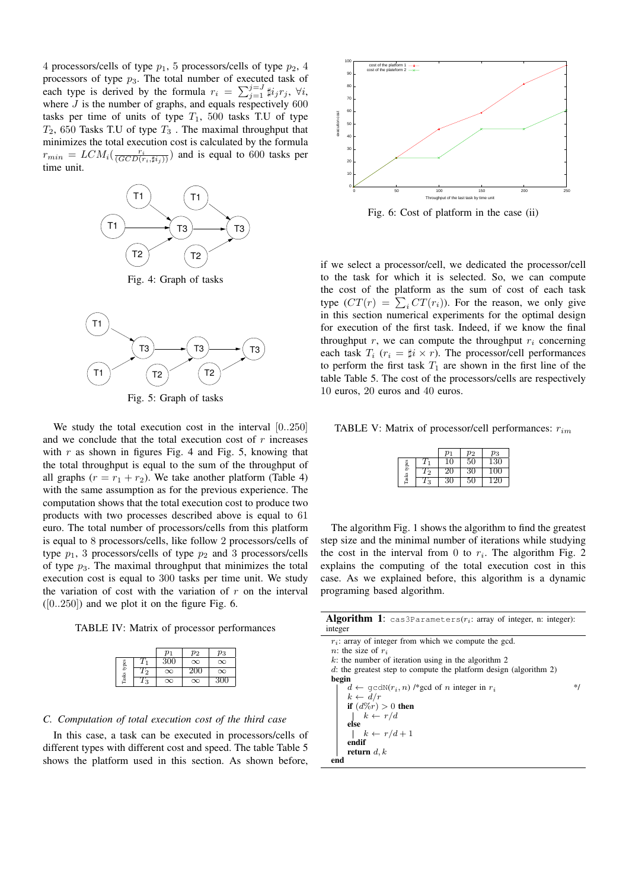4 processors/cells of type $p_1$, 5 processors/cells of type $p_2$, 4 processors of type $p_3$. The total number of executed task of each type is derived by the formula $r_i = \sum_{j=1}^{j=J} \sharp i_j r_j, \forall i$, where $J$ is the number of graphs, and equals respectively 600 tasks per time of units of type $T_1$, 500 tasks T.U of type $T_2$, 650 Tasks T.U of type $T_3$ . The maximal throughput that minimizes the total execution cost is calculated by the formula $r_{min} = LCM_i(\frac{r_i}{(GCD(r_i, \sharp i_j))})$ and is equal to 600 tasks per time unit.

T1
T1
T1
T3
T3
T2
T2

Fig. 4: Graph of tasks

T1
T1
T3
T3
T3
T2
T2

Fig. 5: Graph of tasks

We study the total execution cost in the interval $[0..250]$ and we conclude that the total execution cost of $r$ increases with $r$ as shown in figures Fig. 4 and Fig. 5, knowing that the total throughput is equal to the sum of the throughput of all graphs ($r = r_1 + r_2$). We take another platform (Table 4) with the same assumption as for the previous experience. The computation shows that the total execution cost to produce two products with two processes described above is equal to 61 euro. The total number of processors/cells from this platform is equal to 8 processors/cells, like follow 2 processors/cells of type $p_1$, 3 processors/cells of type $p_2$ and 3 processors/cells of type $p_3$. The maximal throughput that minimizes the total execution cost is equal to 300 tasks per time unit. We study the variation of cost with the variation of $r$ on the interval ($[0..250]$) and we plot it on the figure Fig. 6.

TABLE IV: Matrix of processor performances

| Tasks types | | $p_1$ | $p_2$ | $p_3$ |
|---|---|---|---|---|
| | $T_1$ | 300 | $\infty$ | $\infty$ |
| | $T_2$ | $\infty$ | 200 | $\infty$ |
| | $T_3$ | $\infty$ | $\infty$ | 300 |

### C. Computation of total execution cost of the third case

In this case, a task can be executed in processors/cells of different types with different cost and speed. The table Table 5 shows the platform used in this section. As shown before,

100
90
80
70
60
50
40
30
20
10
0
0
50
100
150
200
250
cost of the platform 1
cost of the plateform 2
execution cost
Throughput of the last task by time unit

Fig. 6: Cost of platform in the case (ii)

if we select a processor/cell, we dedicated the processor/cell to the task for which it is selected. So, we can compute the cost of the platform as the sum of cost of each task type $(CT(r) = \sum_i CT(r_i))$. For the reason, we only give in this section numerical experiments for the optimal design for execution of the first task. Indeed, if we know the final throughput $r$, we can compute the throughput $r_i$ concerning each task $T_i$ ($r_i = \sharp i \times r$). The processor/cell performances to perform the first task $T_1$ are shown in the first line of the table Table 5. The cost of the processors/cells are respectively 10 euros, 20 euros and 40 euros.

TABLE V: Matrix of processor/cell performances: $r_{im}$

| Tasks types | | $p_1$ | $p_2$ | $p_3$ |
|---|---|---|---|---|
| | $T_1$ | 10 | 50 | 130 |
| | $T_2$ | 20 | 30 | 100 |
| | $T_3$ | 30 | 50 | 120 |

The algorithm Fig. 1 shows the algorithm to find the greatest step size and the minimal number of iterations while studying the cost in the interval from 0 to $r_i$. The algorithm Fig. 2 explains the computing of the total execution cost in this case. As we explained before, this algorithm is a dynamic programing based algorithm.

**Algorithm 1**: cas3Parameters($r_i$: array of integer, n: integer): integer

```
ri: array of integer from which we compute the gcd.
n: the size of ri
k: the number of iteration using in the algorithm 2
d: the greatest step to compute the platform design (algorithm 2)
begin
    d ← gcdN(ri, n) /*gcd of n integer in ri                */
    k ← d/r
    if (d%r) > 0 then
        k ← r/d
    else
        k ← r/d + 1
    endif
    return d, k
end
```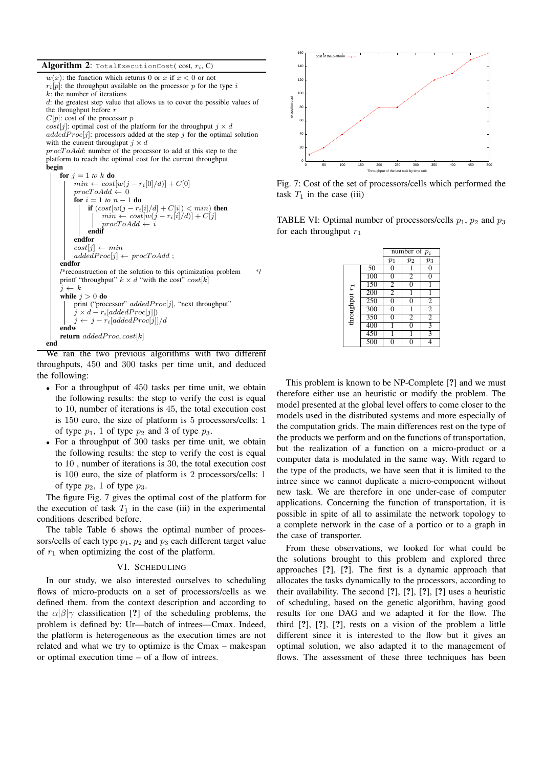**Algorithm 2**: TotalExecutionCost( cost, $r_i$, C)

$w(x)$: the function which returns 0 or $x$ if $x < 0$ or not
$r_i[p]$: the throughput available on the processor $p$ for the type $i$
$k$: the number of iterations
$d$: the greatest step value that allows us to cover the possible values of the throughput before $r$
$C[p]$: cost of the processor $p$
$cost[j]$: optimal cost of the platform for the throughput $j \times d$
$addedProc[j]$: processors added at the step $j$ for the optimal solution with the current throughput $j \times d$
$procToAdd$: number of the processor to add at this step to the platform to reach the optimal cost for the current throughput

```
begin
    for j = 1 to k do
        min ← cost[w(j − r_i[0]/d)] + C[0]
        procToAdd ← 0
        for i = 1 to n − 1 do
            if (cost[w(j − r_i[i]/d] + C[i]) < min) then
                min ← cost[w(j − r_i[i]/d)] + C[j]
                procToAdd ← i
            endif
        endfor
        cost[j] ← min
        addedProc[j] ← procToAdd ;
    endfor
    /*reconstruction of the solution to this optimization problem */
    printf "throughput" k × d "with the cost" cost[k]
    j ← k
    while j > 0 do
        print ("processor" addedProc[j], "next throughput"
        j × d − r_i[addedProc[j]])
        j ← j − r_i[addedProc[j]]/d
    endw
    return addedProc, cost[k]
end
```

We ran the two previous algorithms with two different throughputs, 450 and 300 tasks per time unit, and deduced the following:

- For a throughput of 450 tasks per time unit, we obtain the following results: the step to verify the cost is equal to 10, number of iterations is 45, the total execution cost is 150 euro, the size of platform is 5 processors/cells: 1 of type $p_1$, 1 of type $p_2$ and 3 of type $p_3$.
- For a throughput of 300 tasks per time unit, we obtain the following results: the step to verify the cost is equal to 10 , number of iterations is 30, the total execution cost is 100 euro, the size of platform is 2 processors/cells: 1 of type $p_2$, 1 of type $p_3$.

The figure Fig. 7 gives the optimal cost of the platform for the execution of task $T_1$ in the case (iii) in the experimental conditions described before.

The table Table 6 shows the optimal number of processors/cells of each type $p_1$, $p_2$ and $p_3$ each different target value of $r_1$ when optimizing the cost of the platform.

## VI. Scheduling

In our study, we also interested ourselves to scheduling flows of micro-products on a set of processors/cells as we defined them. from the context description and according to the $\alpha|\beta|\gamma$ classification [?] of the scheduling problems, the problem is defined by: Ur—batch of intrees—Cmax. Indeed, the platform is heterogeneous as the execution times are not related and what we try to optimize is the Cmax – makespan or optimal execution time – of a flow of intrees.

cost of the platform
execution cost
160
140
120
100
80
60
40
20
0
0 50 100 150 200 250 300 350 400 450 500
Throughput of the last task by time unit

Fig. 7: Cost of the set of processors/cells which performed the task $T_1$ in the case (iii)

TABLE VI: Optimal number of processors/cells $p_1$, $p_2$ and $p_3$ for each throughput $r_1$

| | | number of $p_i$ | | |
|---|---|---|---|---|
| | | $p_1$ | $p_2$ | $p_3$ |
| throughput $r_1$ | 50 | 0 | 1 | 0 |
| | 100 | 0 | 2 | 0 |
| | 150 | 2 | 0 | 1 |
| | 200 | 2 | 1 | 1 |
| | 250 | 0 | 0 | 2 |
| | 300 | 0 | 1 | 2 |
| | 350 | 0 | 2 | 2 |
| | 400 | 1 | 0 | 3 |
| | 450 | 1 | 1 | 3 |
| | 500 | 0 | 0 | 4 |

This problem is known to be NP-Complete [?] and we must therefore either use an heuristic or modify the problem. The model presented at the global level offers to come closer to the models used in the distributed systems and more especially of the computation grids. The main differences rest on the type of the products we perform and on the functions of transportation, but the realization of a function on a micro-product or a computer data is modulated in the same way. With regard to the type of the products, we have seen that it is limited to the intree since we cannot duplicate a micro-component without new task. We are therefore in one under-case of computer applications. Concerning the function of transportation, it is possible in spite of all to assimilate the network topology to a complete network in the case of a portico or to a graph in the case of transporter.

From these observations, we looked for what could be the solutions brought to this problem and explored three approaches [?], [?]. The first is a dynamic approach that allocates the tasks dynamically to the processors, according to their availability. The second [?], [?], [?], [?] uses a heuristic of scheduling, based on the genetic algorithm, having good results for one DAG and we adapted it for the flow. The third [?], [?], [?], rests on a vision of the problem a little different since it is interested to the flow but it gives an optimal solution, we also adapted it to the management of flows. The assessment of these three techniques has been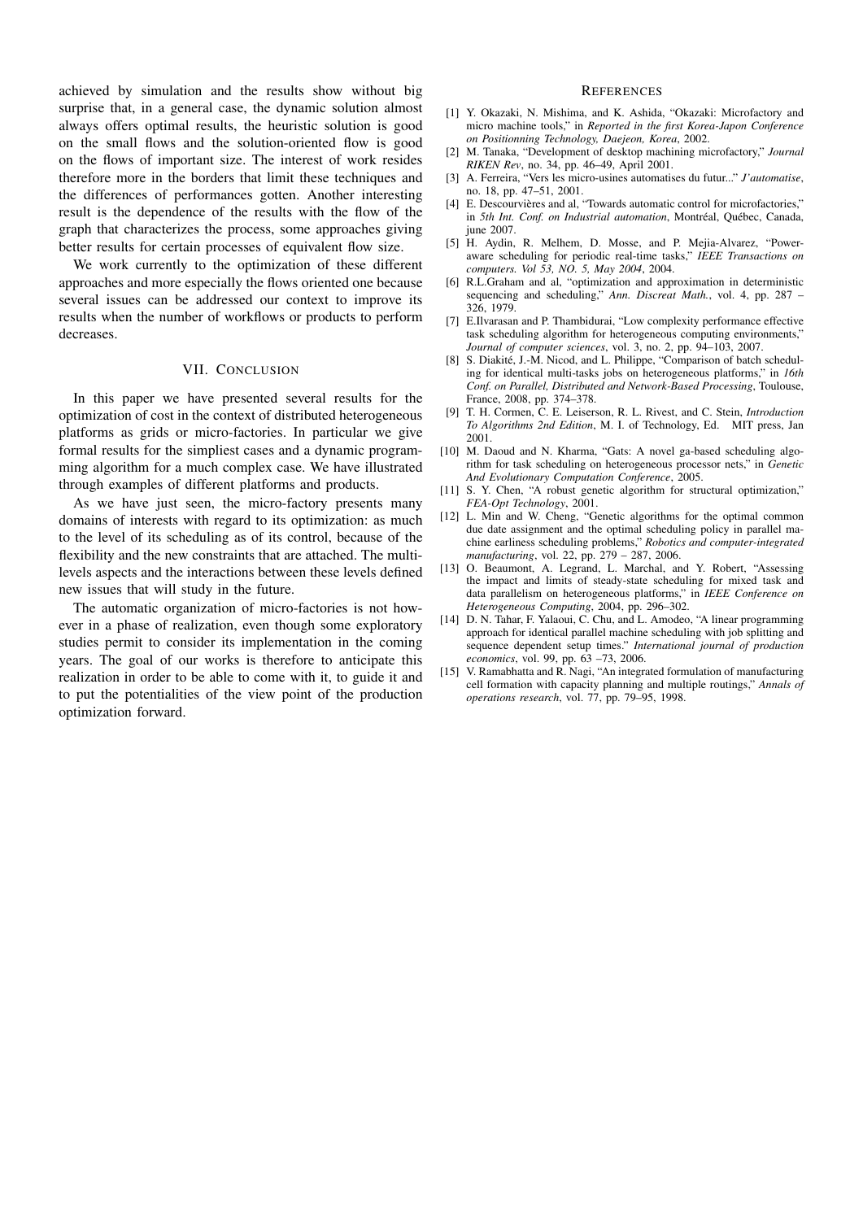achieved by simulation and the results show without big surprise that, in a general case, the dynamic solution almost always offers optimal results, the heuristic solution is good on the small flows and the solution-oriented flow is good on the flows of important size. The interest of work resides therefore more in the borders that limit these techniques and the differences of performances gotten. Another interesting result is the dependence of the results with the flow of the graph that characterizes the process, some approaches giving better results for certain processes of equivalent flow size.

We work currently to the optimization of these different approaches and more especially the flows oriented one because several issues can be addressed our context to improve its results when the number of workflows or products to perform decreases.

## VII. Conclusion

In this paper we have presented several results for the optimization of cost in the context of distributed heterogeneous platforms as grids or micro-factories. In particular we give formal results for the simpliest cases and a dynamic programming algorithm for a much complex case. We have illustrated through examples of different platforms and products.

As we have just seen, the micro-factory presents many domains of interests with regard to its optimization: as much to the level of its scheduling as of its control, because of the flexibility and the new constraints that are attached. The multi-levels aspects and the interactions between these levels defined new issues that will study in the future.

The automatic organization of micro-factories is not however in a phase of realization, even though some exploratory studies permit to consider its implementation in the coming years. The goal of our works is therefore to anticipate this realization in order to be able to come with it, to guide it and to put the potentialities of the view point of the production optimization forward.

## References

[1] Y. Okazaki, N. Mishima, and K. Ashida, "Okazaki: Microfactory and micro machine tools," in *Reported in the first Korea-Japon Conference on Positionning Technology, Daejeon, Korea*, 2002.

[2] M. Tanaka, "Development of desktop machining microfactory," *Journal RIKEN Rev*, no. 34, pp. 46–49, April 2001.

[3] A. Ferreira, "Vers les micro-usines automatises du futur..." *J'automatise*, no. 18, pp. 47–51, 2001.

[4] E. Descourvières and al, "Towards automatic control for microfactories," in *5th Int. Conf. on Industrial automation*, Montréal, Québec, Canada, june 2007.

[5] H. Aydin, R. Melhem, D. Mosse, and P. Mejia-Alvarez, "Power-aware scheduling for periodic real-time tasks," *IEEE Transactions on computers. Vol 53, NO. 5, May 2004*, 2004.

[6] R.L.Graham and al, "optimization and approximation in deterministic sequencing and scheduling," *Ann. Discreat Math.*, vol. 4, pp. 287 – 326, 1979.

[7] E.Ilvarasan and P. Thambidurai, "Low complexity performance effective task scheduling algorithm for heterogeneous computing environments," *Journal of computer sciences*, vol. 3, no. 2, pp. 94–103, 2007.

[8] S. Diakité, J.-M. Nicod, and L. Philippe, "Comparison of batch scheduling for identical multi-tasks jobs on heterogeneous platforms," in *16th Conf. on Parallel, Distributed and Network-Based Processing*, Toulouse, France, 2008, pp. 374–378.

[9] T. H. Cormen, C. E. Leiserson, R. L. Rivest, and C. Stein, *Introduction To Algorithms 2nd Edition*, M. I. of Technology, Ed. MIT press, Jan 2001.

[10] M. Daoud and N. Kharma, "Gats: A novel ga-based scheduling algorithm for task scheduling on heterogeneous processor nets," in *Genetic And Evolutionary Computation Conference*, 2005.

[11] S. Y. Chen, "A robust genetic algorithm for structural optimization," *FEA-Opt Technology*, 2001.

[12] L. Min and W. Cheng, "Genetic algorithms for the optimal common due date assignment and the optimal scheduling policy in parallel machine earliness scheduling problems," *Robotics and computer-integrated manufacturing*, vol. 22, pp. 279 – 287, 2006.

[13] O. Beaumont, A. Legrand, L. Marchal, and Y. Robert, "Assessing the impact and limits of steady-state scheduling for mixed task and data parallelism on heterogeneous platforms," in *IEEE Conference on Heterogeneous Computing*, 2004, pp. 296–302.

[14] D. N. Tahar, F. Yalaoui, C. Chu, and L. Amodeo, "A linear programming approach for identical parallel machine scheduling with job splitting and sequence dependent setup times." *International journal of production economics*, vol. 99, pp. 63 –73, 2006.

[15] V. Ramabhatta and R. Nagi, "An integrated formulation of manufacturing cell formation with capacity planning and multiple routings," *Annals of operations research*, vol. 77, pp. 79–95, 1998.